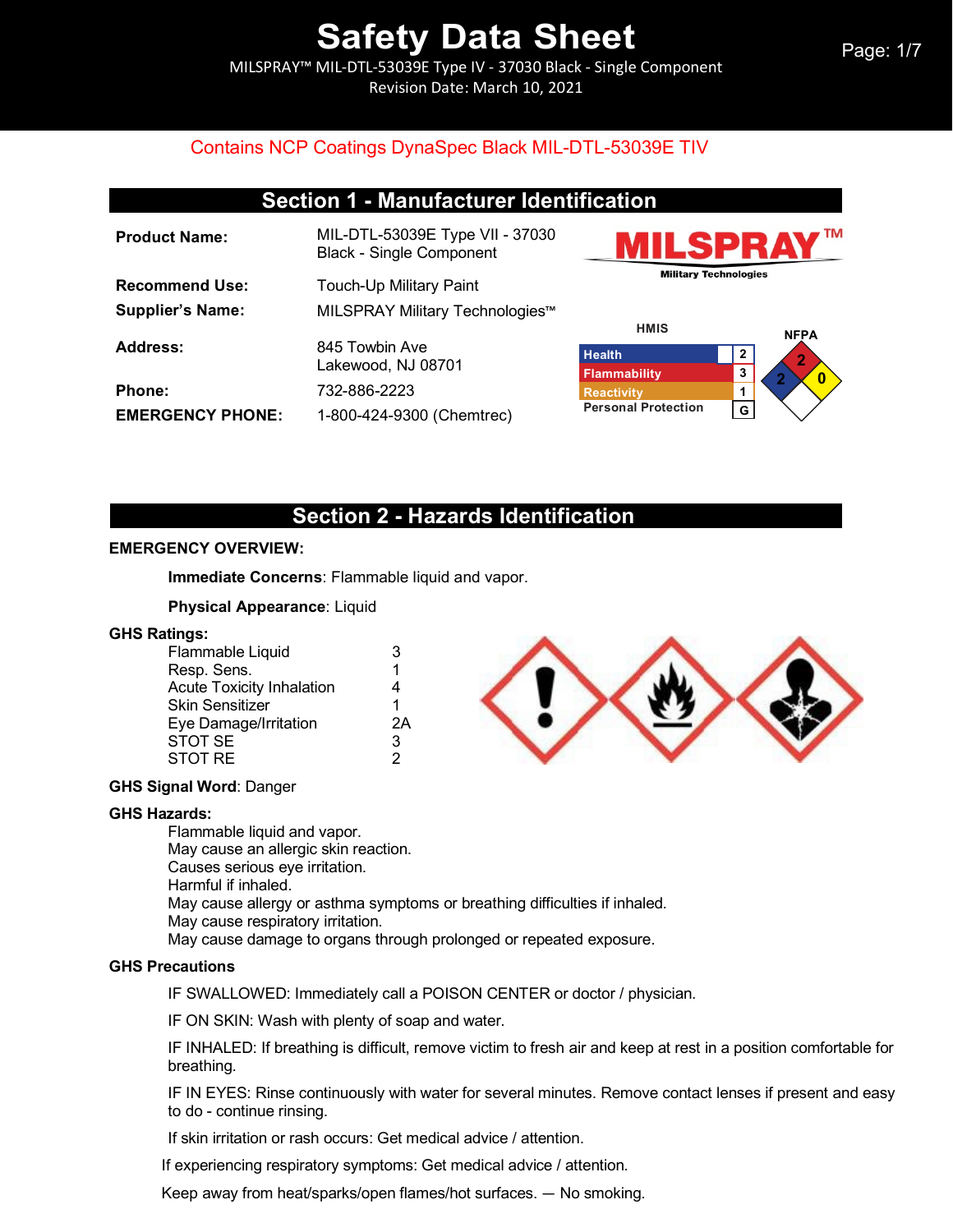# Safety Data Sheet

MILSPRAY™ MIL-DTL-53039E Type IV - 37030 Black - Single Component
Revision Date: March 10, 2021

Contains NCP Coatings DynaSpec Black MIL-DTL-53039E TIV

## Section 1 - Manufacturer Identification

**Product Name:** MIL-DTL-53039E Type VII - 37030 Black - Single Component

**Recommend Use:** Touch-Up Military Paint

**Supplier's Name:** MILSPRAY Military Technologies™

**Address:** 845 Towbin Ave
Lakewood, NJ 08701

**Phone:** 732-886-2223

**EMERGENCY PHONE:** 1-800-424-9300 (Chemtrec)

MILSPRAY™ Military Technologies

**HMIS**

| | |
|---|---|
| Health | 2 |
| Flammability | 3 |
| Reactivity | 1 |
| Personal Protection | G |

**NFPA**

Health: 2, Flammability: 2, Reactivity: 0

## Section 2 - Hazards Identification

**EMERGENCY OVERVIEW:**

**Immediate Concerns**: Flammable liquid and vapor.

**Physical Appearance**: Liquid

**GHS Ratings:**

| | |
|---|---|
| Flammable Liquid | 3 |
| Resp. Sens. | 1 |
| Acute Toxicity Inhalation | 4 |
| Skin Sensitizer | 1 |
| Eye Damage/Irritation | 2A |
| STOT SE | 3 |
| STOT RE | 2 |

**GHS Signal Word**: Danger

**GHS Hazards:**

Flammable liquid and vapor.
May cause an allergic skin reaction.
Causes serious eye irritation.
Harmful if inhaled.
May cause allergy or asthma symptoms or breathing difficulties if inhaled.
May cause respiratory irritation.
May cause damage to organs through prolonged or repeated exposure.

**GHS Precautions**

IF SWALLOWED: Immediately call a POISON CENTER or doctor / physician.

IF ON SKIN: Wash with plenty of soap and water.

IF INHALED: If breathing is difficult, remove victim to fresh air and keep at rest in a position comfortable for breathing.

IF IN EYES: Rinse continuously with water for several minutes. Remove contact lenses if present and easy to do - continue rinsing.

If skin irritation or rash occurs: Get medical advice / attention.

If experiencing respiratory symptoms: Get medical advice / attention.

Keep away from heat/sparks/open flames/hot surfaces. — No smoking.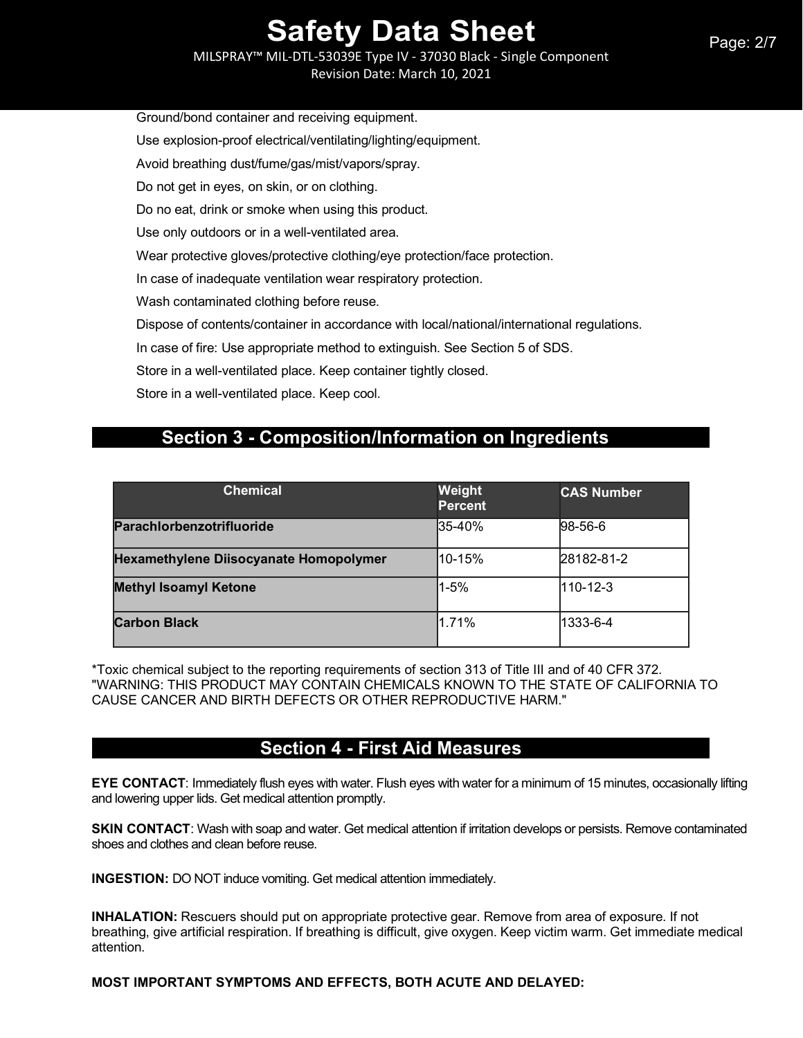Ground/bond container and receiving equipment.

Use explosion-proof electrical/ventilating/lighting/equipment.

Avoid breathing dust/fume/gas/mist/vapors/spray.

Do not get in eyes, on skin, or on clothing.

Do no eat, drink or smoke when using this product.

Use only outdoors or in a well-ventilated area.

Wear protective gloves/protective clothing/eye protection/face protection.

In case of inadequate ventilation wear respiratory protection.

Wash contaminated clothing before reuse.

Dispose of contents/container in accordance with local/national/international regulations.

In case of fire: Use appropriate method to extinguish. See Section 5 of SDS.

Store in a well-ventilated place. Keep container tightly closed.

Store in a well-ventilated place. Keep cool.

## Section 3 - Composition/Information on Ingredients

| Chemical | Weight Percent | CAS Number |
|---|---|---|
| **Parachlorbenzotrifluoride** | 35-40% | 98-56-6 |
| **Hexamethylene Diisocyanate Homopolymer** | 10-15% | 28182-81-2 |
| **Methyl Isoamyl Ketone** | 1-5% | 110-12-3 |
| **Carbon Black** | 1.71% | 1333-6-4 |

*Toxic chemical subject to the reporting requirements of section 313 of Title III and of 40 CFR 372.
"WARNING: THIS PRODUCT MAY CONTAIN CHEMICALS KNOWN TO THE STATE OF CALIFORNIA TO CAUSE CANCER AND BIRTH DEFECTS OR OTHER REPRODUCTIVE HARM."

## Section 4 - First Aid Measures

**EYE CONTACT**: Immediately flush eyes with water. Flush eyes with water for a minimum of 15 minutes, occasionally lifting and lowering upper lids. Get medical attention promptly.

**SKIN CONTACT**: Wash with soap and water. Get medical attention if irritation develops or persists. Remove contaminated shoes and clothes and clean before reuse.

**INGESTION:** DO NOT induce vomiting. Get medical attention immediately.

**INHALATION:** Rescuers should put on appropriate protective gear. Remove from area of exposure. If not breathing, give artificial respiration. If breathing is difficult, give oxygen. Keep victim warm. Get immediate medical attention.

**MOST IMPORTANT SYMPTOMS AND EFFECTS, BOTH ACUTE AND DELAYED:**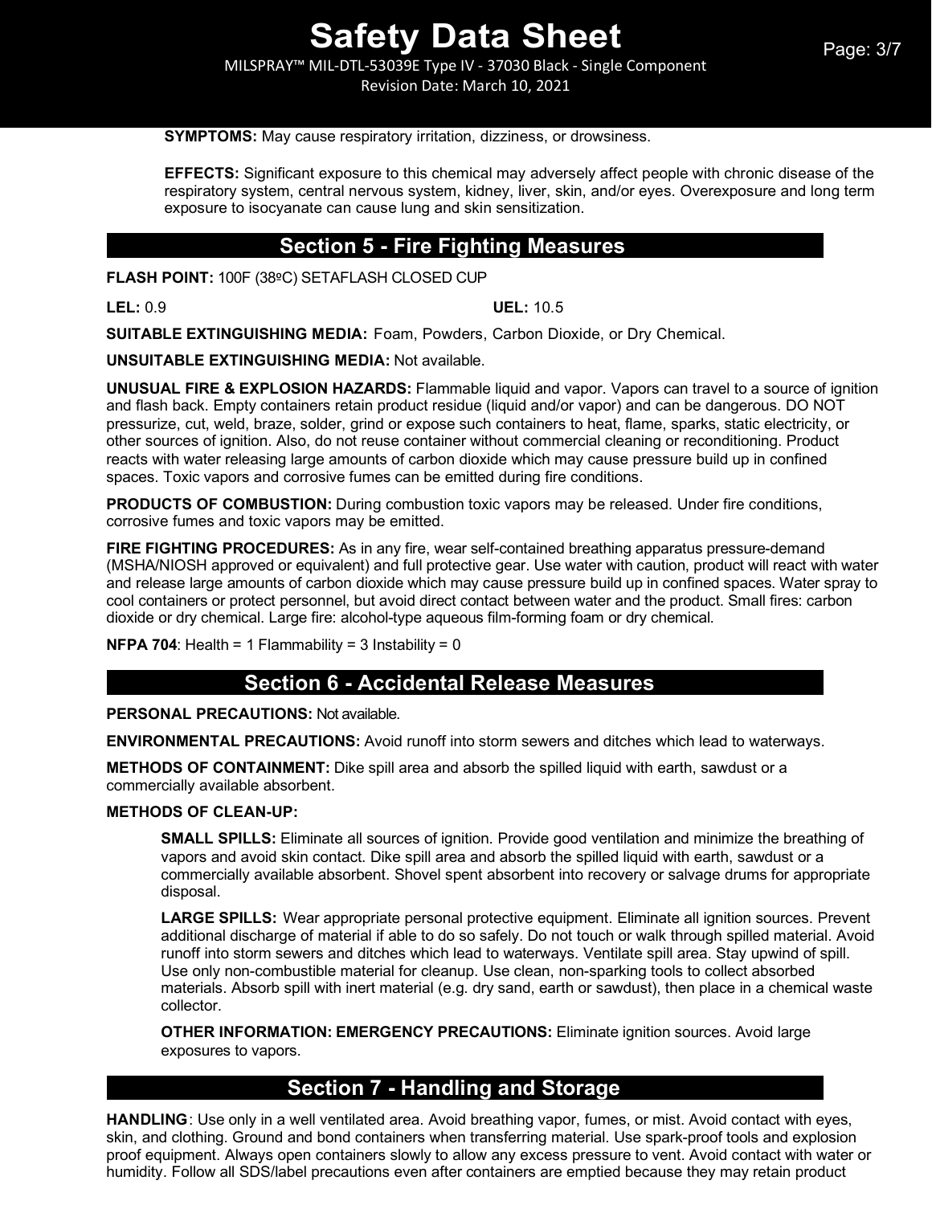**SYMPTOMS:** May cause respiratory irritation, dizziness, or drowsiness.

**EFFECTS:** Significant exposure to this chemical may adversely affect people with chronic disease of the respiratory system, central nervous system, kidney, liver, skin, and/or eyes. Overexposure and long term exposure to isocyanate can cause lung and skin sensitization.

## Section 5 - Fire Fighting Measures

**FLASH POINT:** 100F (38ºC) SETAFLASH CLOSED CUP

**LEL:** 0.9 **UEL:** 10.5

**SUITABLE EXTINGUISHING MEDIA:** Foam, Powders, Carbon Dioxide, or Dry Chemical.

**UNSUITABLE EXTINGUISHING MEDIA:** Not available.

**UNUSUAL FIRE & EXPLOSION HAZARDS:** Flammable liquid and vapor. Vapors can travel to a source of ignition and flash back. Empty containers retain product residue (liquid and/or vapor) and can be dangerous. DO NOT pressurize, cut, weld, braze, solder, grind or expose such containers to heat, flame, sparks, static electricity, or other sources of ignition. Also, do not reuse container without commercial cleaning or reconditioning. Product reacts with water releasing large amounts of carbon dioxide which may cause pressure build up in confined spaces. Toxic vapors and corrosive fumes can be emitted during fire conditions.

**PRODUCTS OF COMBUSTION:** During combustion toxic vapors may be released. Under fire conditions, corrosive fumes and toxic vapors may be emitted.

**FIRE FIGHTING PROCEDURES:** As in any fire, wear self-contained breathing apparatus pressure-demand (MSHA/NIOSH approved or equivalent) and full protective gear. Use water with caution, product will react with water and release large amounts of carbon dioxide which may cause pressure build up in confined spaces. Water spray to cool containers or protect personnel, but avoid direct contact between water and the product. Small fires: carbon dioxide or dry chemical. Large fire: alcohol-type aqueous film-forming foam or dry chemical.

**NFPA 704**: Health = 1 Flammability = 3 Instability = 0

## Section 6 - Accidental Release Measures

**PERSONAL PRECAUTIONS:** Not available.

**ENVIRONMENTAL PRECAUTIONS:** Avoid runoff into storm sewers and ditches which lead to waterways.

**METHODS OF CONTAINMENT:** Dike spill area and absorb the spilled liquid with earth, sawdust or a commercially available absorbent.

**METHODS OF CLEAN-UP:**

**SMALL SPILLS:** Eliminate all sources of ignition. Provide good ventilation and minimize the breathing of vapors and avoid skin contact. Dike spill area and absorb the spilled liquid with earth, sawdust or a commercially available absorbent. Shovel spent absorbent into recovery or salvage drums for appropriate disposal.

**LARGE SPILLS:** Wear appropriate personal protective equipment. Eliminate all ignition sources. Prevent additional discharge of material if able to do so safely. Do not touch or walk through spilled material. Avoid runoff into storm sewers and ditches which lead to waterways. Ventilate spill area. Stay upwind of spill. Use only non-combustible material for cleanup. Use clean, non-sparking tools to collect absorbed materials. Absorb spill with inert material (e.g. dry sand, earth or sawdust), then place in a chemical waste collector.

**OTHER INFORMATION: EMERGENCY PRECAUTIONS:** Eliminate ignition sources. Avoid large exposures to vapors.

## Section 7 - Handling and Storage

**HANDLING**: Use only in a well ventilated area. Avoid breathing vapor, fumes, or mist. Avoid contact with eyes, skin, and clothing. Ground and bond containers when transferring material. Use spark-proof tools and explosion proof equipment. Always open containers slowly to allow any excess pressure to vent. Avoid contact with water or humidity. Follow all SDS/label precautions even after containers are emptied because they may retain product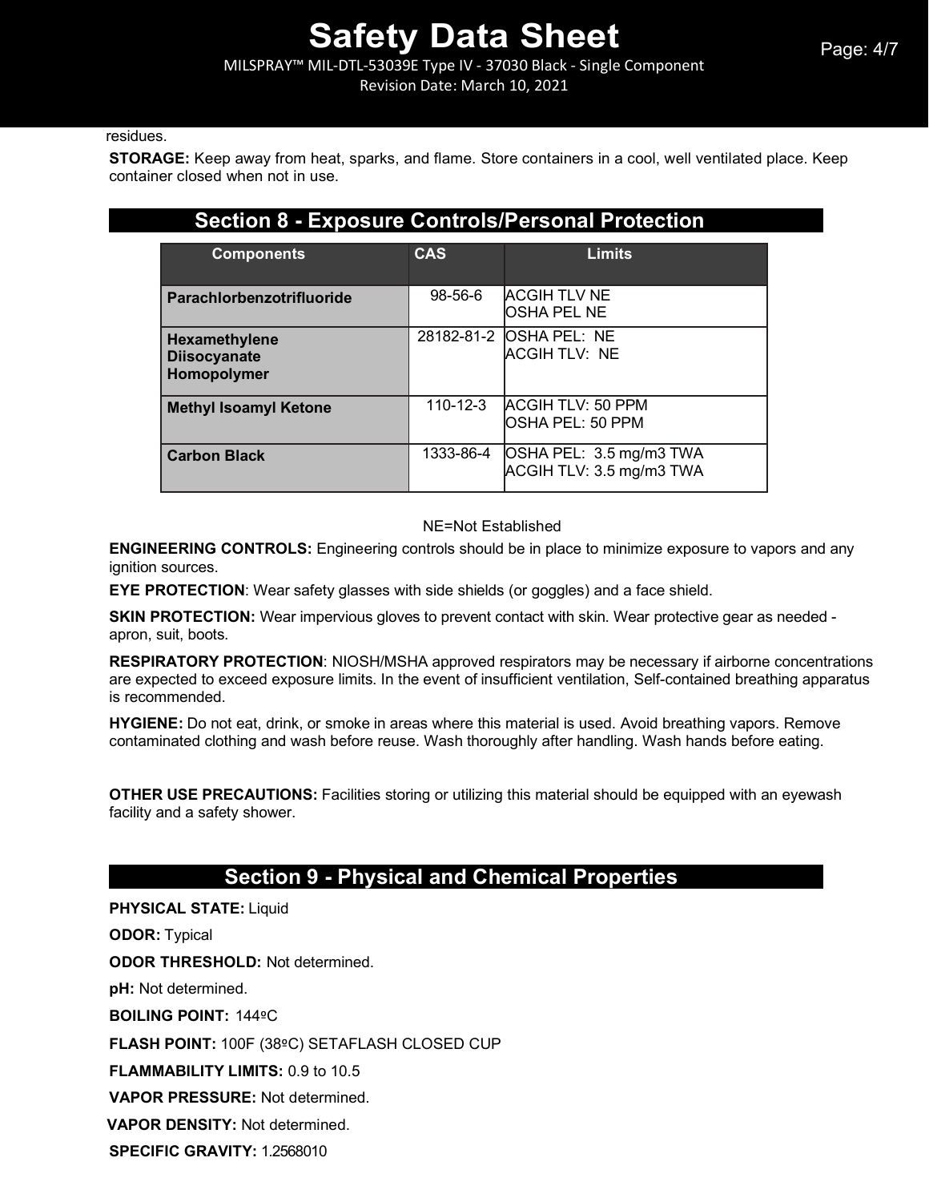residues.

**STORAGE:** Keep away from heat, sparks, and flame. Store containers in a cool, well ventilated place. Keep container closed when not in use.

## Section 8 - Exposure Controls/Personal Protection

| Components | CAS | Limits |
| --- | --- | --- |
| **Parachlorbenzotrifluoride** | 98-56-6 | ACGIH TLV NE<br>OSHA PEL NE |
| **Hexamethylene Diisocyanate Homopolymer** | 28182-81-2 | OSHA PEL: NE<br>ACGIH TLV: NE |
| **Methyl Isoamyl Ketone** | 110-12-3 | ACGIH TLV: 50 PPM<br>OSHA PEL: 50 PPM |
| **Carbon Black** | 1333-86-4 | OSHA PEL: 3.5 mg/m3 TWA<br>ACGIH TLV: 3.5 mg/m3 TWA |

NE=Not Established

**ENGINEERING CONTROLS:** Engineering controls should be in place to minimize exposure to vapors and any ignition sources.

**EYE PROTECTION**: Wear safety glasses with side shields (or goggles) and a face shield.

**SKIN PROTECTION:** Wear impervious gloves to prevent contact with skin. Wear protective gear as needed - apron, suit, boots.

**RESPIRATORY PROTECTION**: NIOSH/MSHA approved respirators may be necessary if airborne concentrations are expected to exceed exposure limits. In the event of insufficient ventilation, Self-contained breathing apparatus is recommended.

**HYGIENE:** Do not eat, drink, or smoke in areas where this material is used. Avoid breathing vapors. Remove contaminated clothing and wash before reuse. Wash thoroughly after handling. Wash hands before eating.

**OTHER USE PRECAUTIONS:** Facilities storing or utilizing this material should be equipped with an eyewash facility and a safety shower.

## Section 9 - Physical and Chemical Properties

**PHYSICAL STATE:** Liquid

**ODOR:** Typical

**ODOR THRESHOLD:** Not determined.

**pH:** Not determined.

**BOILING POINT:** 144ºC

**FLASH POINT:** 100F (38ºC) SETAFLASH CLOSED CUP

**FLAMMABILITY LIMITS:** 0.9 to 10.5

**VAPOR PRESSURE:** Not determined.

**VAPOR DENSITY:** Not determined.

**SPECIFIC GRAVITY:** 1.2568010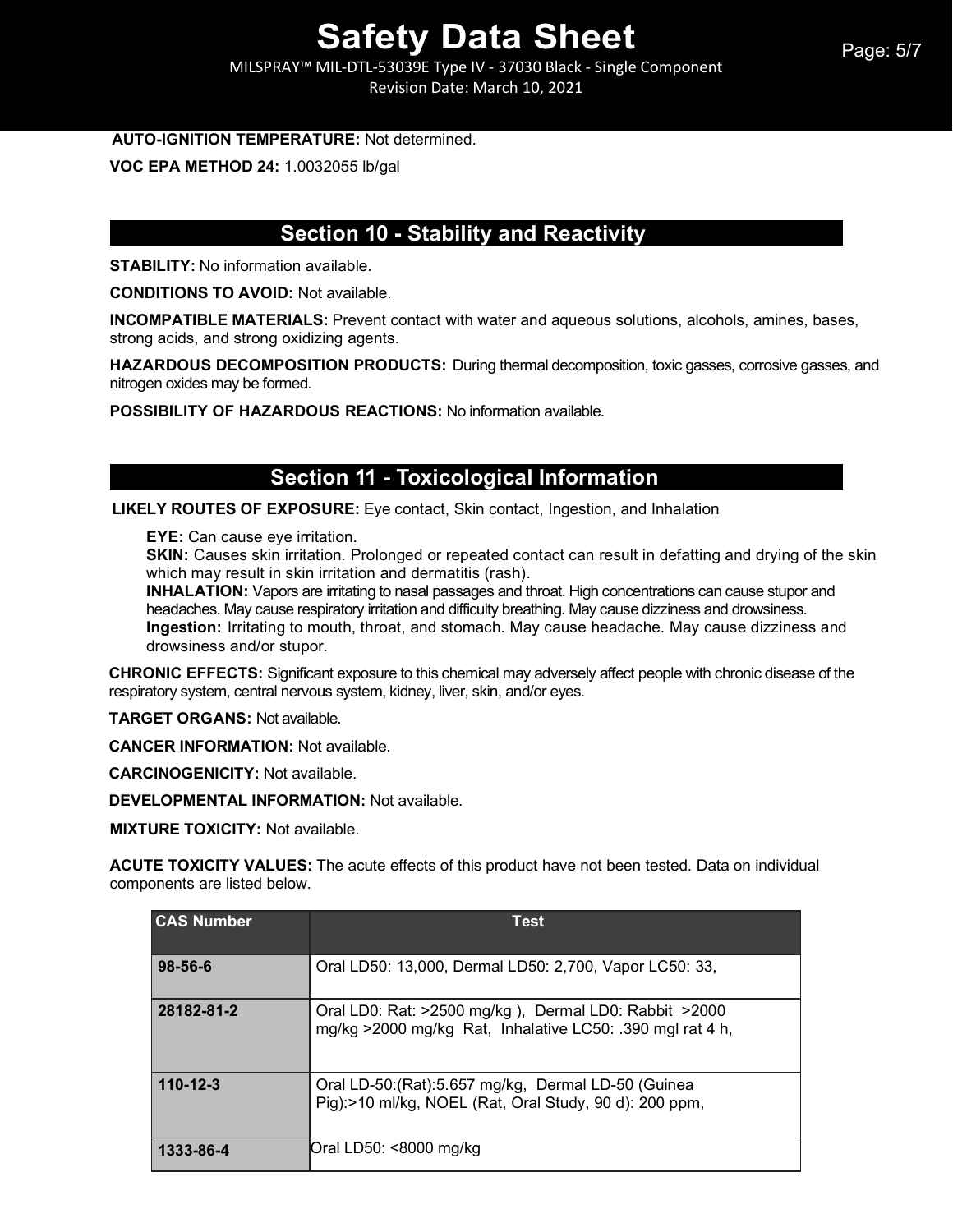**AUTO-IGNITION TEMPERATURE:** Not determined.

**VOC EPA METHOD 24:** 1.0032055 lb/gal

## Section 10 - Stability and Reactivity

**STABILITY:** No information available.

**CONDITIONS TO AVOID:** Not available.

**INCOMPATIBLE MATERIALS:** Prevent contact with water and aqueous solutions, alcohols, amines, bases, strong acids, and strong oxidizing agents.

**HAZARDOUS DECOMPOSITION PRODUCTS:** During thermal decomposition, toxic gasses, corrosive gasses, and nitrogen oxides may be formed.

**POSSIBILITY OF HAZARDOUS REACTIONS:** No information available.

## Section 11 - Toxicological Information

**LIKELY ROUTES OF EXPOSURE:** Eye contact, Skin contact, Ingestion, and Inhalation

**EYE:** Can cause eye irritation.
**SKIN:** Causes skin irritation. Prolonged or repeated contact can result in defatting and drying of the skin which may result in skin irritation and dermatitis (rash).
**INHALATION:** Vapors are irritating to nasal passages and throat. High concentrations can cause stupor and headaches. May cause respiratory irritation and difficulty breathing. May cause dizziness and drowsiness.
**Ingestion:** Irritating to mouth, throat, and stomach. May cause headache. May cause dizziness and drowsiness and/or stupor.

**CHRONIC EFFECTS:** Significant exposure to this chemical may adversely affect people with chronic disease of the respiratory system, central nervous system, kidney, liver, skin, and/or eyes.

**TARGET ORGANS:** Not available.

**CANCER INFORMATION:** Not available.

**CARCINOGENICITY:** Not available.

**DEVELOPMENTAL INFORMATION:** Not available.

**MIXTURE TOXICITY:** Not available.

**ACUTE TOXICITY VALUES:** The acute effects of this product have not been tested. Data on individual components are listed below.

| CAS Number | Test |
|---|---|
| 98-56-6 | Oral LD50: 13,000, Dermal LD50: 2,700, Vapor LC50: 33, |
| 28182-81-2 | Oral LD0: Rat: >2500 mg/kg ), Dermal LD0: Rabbit >2000 mg/kg >2000 mg/kg Rat, Inhalative LC50: .390 mgl rat 4 h, |
| 110-12-3 | Oral LD-50:(Rat):5.657 mg/kg, Dermal LD-50 (Guinea Pig):>10 ml/kg, NOEL (Rat, Oral Study, 90 d): 200 ppm, |
| 1333-86-4 | Oral LD50: <8000 mg/kg |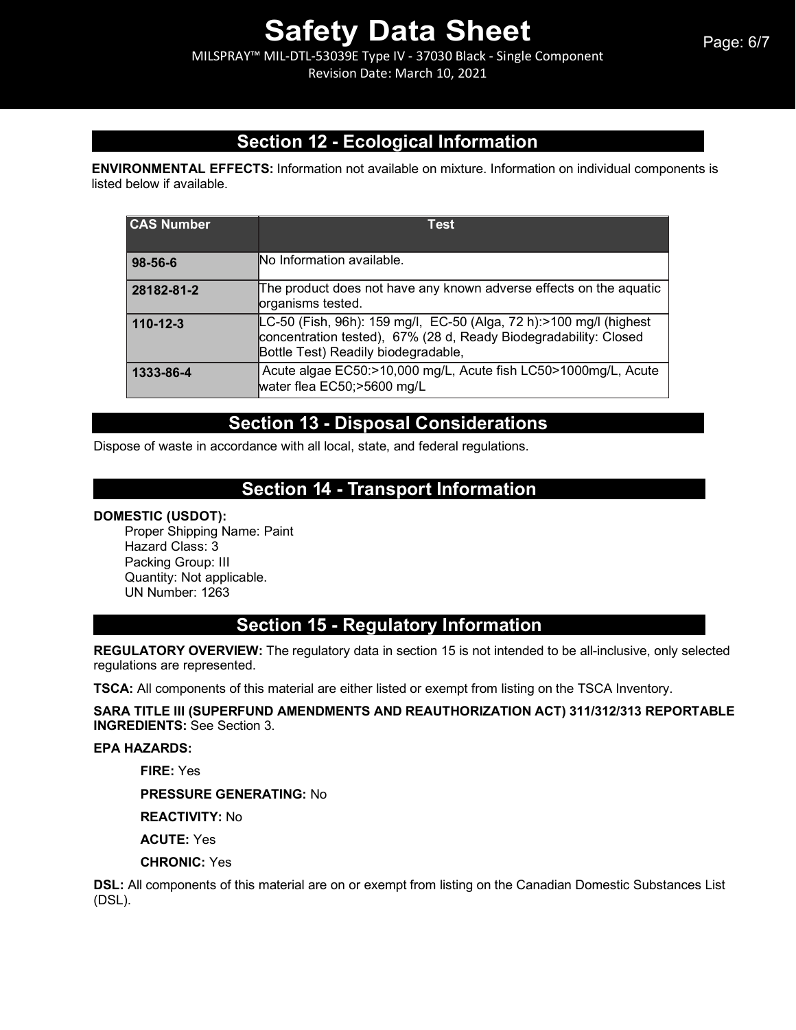## Section 12 - Ecological Information

**ENVIRONMENTAL EFFECTS:** Information not available on mixture. Information on individual components is listed below if available.

| CAS Number | Test |
|---|---|
| 98-56-6 | No Information available. |
| 28182-81-2 | The product does not have any known adverse effects on the aquatic organisms tested. |
| 110-12-3 | LC-50 (Fish, 96h): 159 mg/l, EC-50 (Alga, 72 h):>100 mg/l (highest concentration tested), 67% (28 d, Ready Biodegradability: Closed Bottle Test) Readily biodegradable, |
| 1333-86-4 | Acute algae EC50:>10,000 mg/L, Acute fish LC50>1000mg/L, Acute water flea EC50;>5600 mg/L |

## Section 13 - Disposal Considerations

Dispose of waste in accordance with all local, state, and federal regulations.

## Section 14 - Transport Information

**DOMESTIC (USDOT):**

Proper Shipping Name: Paint
Hazard Class: 3
Packing Group: III
Quantity: Not applicable.
UN Number: 1263

## Section 15 - Regulatory Information

**REGULATORY OVERVIEW:** The regulatory data in section 15 is not intended to be all-inclusive, only selected regulations are represented.

**TSCA:** All components of this material are either listed or exempt from listing on the TSCA Inventory.

**SARA TITLE III (SUPERFUND AMENDMENTS AND REAUTHORIZATION ACT) 311/312/313 REPORTABLE INGREDIENTS:** See Section 3.

**EPA HAZARDS:**

**FIRE:** Yes

**PRESSURE GENERATING:** No

**REACTIVITY:** No

**ACUTE:** Yes

**CHRONIC:** Yes

**DSL:** All components of this material are on or exempt from listing on the Canadian Domestic Substances List (DSL).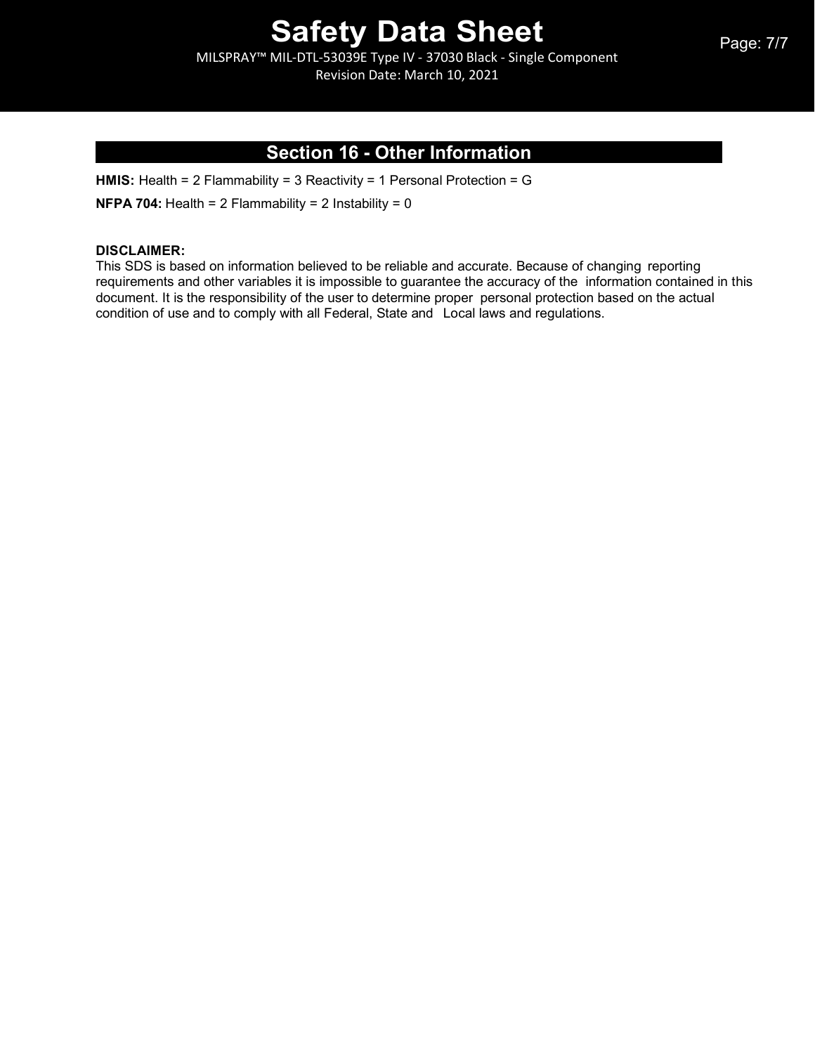## Section 16 - Other Information

**HMIS:** Health = 2 Flammability = 3 Reactivity = 1 Personal Protection = G

**NFPA 704:** Health = 2 Flammability = 2 Instability = 0

**DISCLAIMER:**
This SDS is based on information believed to be reliable and accurate. Because of changing reporting requirements and other variables it is impossible to guarantee the accuracy of the information contained in this document. It is the responsibility of the user to determine proper personal protection based on the actual condition of use and to comply with all Federal, State and Local laws and regulations.